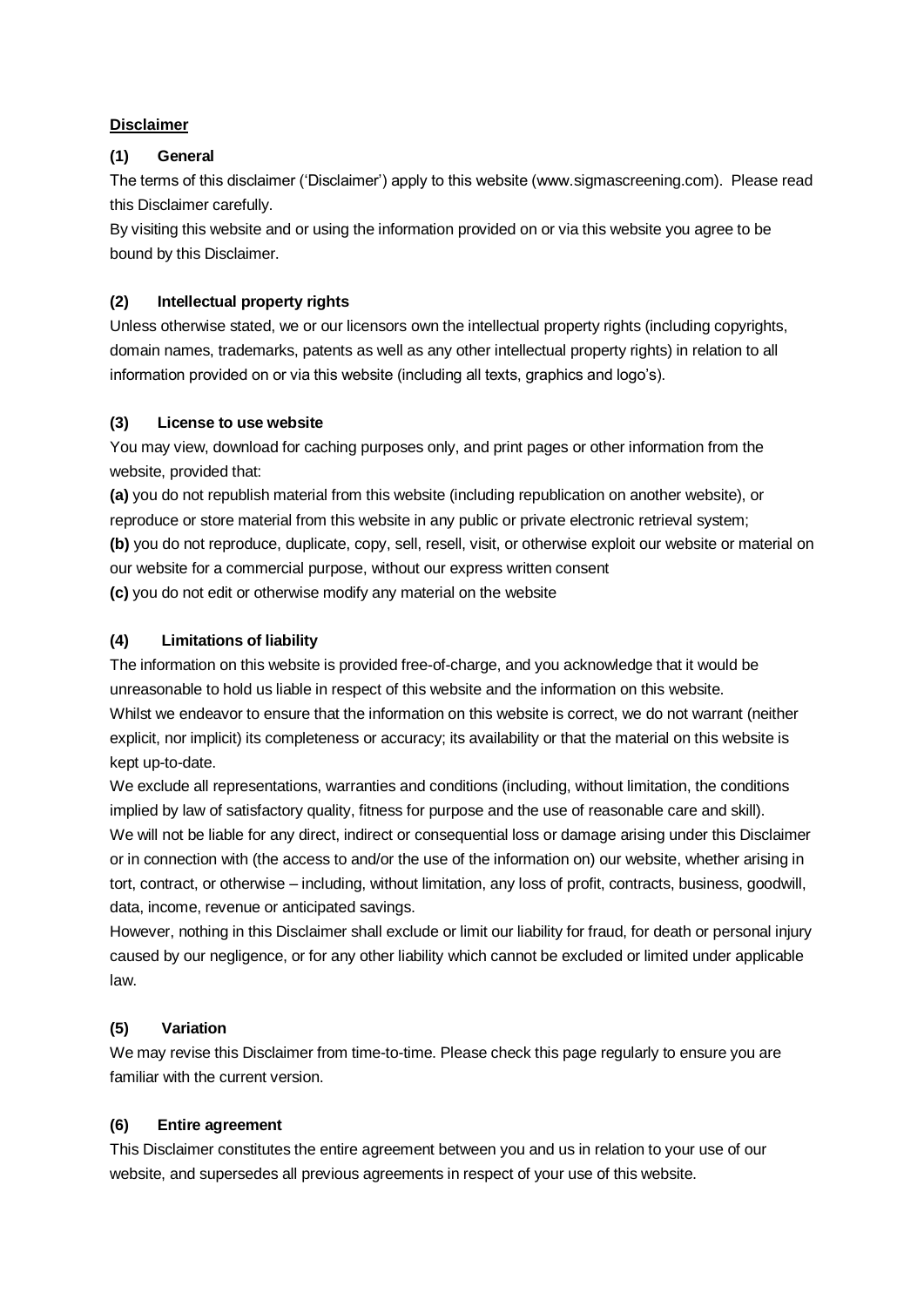**Disclaimer**

## (1) General

The terms of this disclaimer ('Disclaimer') apply to this website (www.sigmascreening.com). Please read this Disclaimer carefully.

By visiting this website and or using the information provided on or via this website you agree to be bound by this Disclaimer.

## (2) Intellectual property rights

Unless otherwise stated, we or our licensors own the intellectual property rights (including copyrights, domain names, trademarks, patents as well as any other intellectual property rights) in relation to all information provided on or via this website (including all texts, graphics and logo's).

## (3) License to use website

You may view, download for caching purposes only, and print pages or other information from the website, provided that:

**(a)** you do not republish material from this website (including republication on another website), or reproduce or store material from this website in any public or private electronic retrieval system;

**(b)** you do not reproduce, duplicate, copy, sell, resell, visit, or otherwise exploit our website or material on our website for a commercial purpose, without our express written consent

**(c)** you do not edit or otherwise modify any material on the website

## (4) Limitations of liability

The information on this website is provided free-of-charge, and you acknowledge that it would be unreasonable to hold us liable in respect of this website and the information on this website.

Whilst we endeavor to ensure that the information on this website is correct, we do not warrant (neither explicit, nor implicit) its completeness or accuracy; its availability or that the material on this website is kept up-to-date.

We exclude all representations, warranties and conditions (including, without limitation, the conditions implied by law of satisfactory quality, fitness for purpose and the use of reasonable care and skill).

We will not be liable for any direct, indirect or consequential loss or damage arising under this Disclaimer or in connection with (the access to and/or the use of the information on) our website, whether arising in tort, contract, or otherwise – including, without limitation, any loss of profit, contracts, business, goodwill, data, income, revenue or anticipated savings.

However, nothing in this Disclaimer shall exclude or limit our liability for fraud, for death or personal injury caused by our negligence, or for any other liability which cannot be excluded or limited under applicable law.

## (5) Variation

We may revise this Disclaimer from time-to-time. Please check this page regularly to ensure you are familiar with the current version.

## (6) Entire agreement

This Disclaimer constitutes the entire agreement between you and us in relation to your use of our website, and supersedes all previous agreements in respect of your use of this website.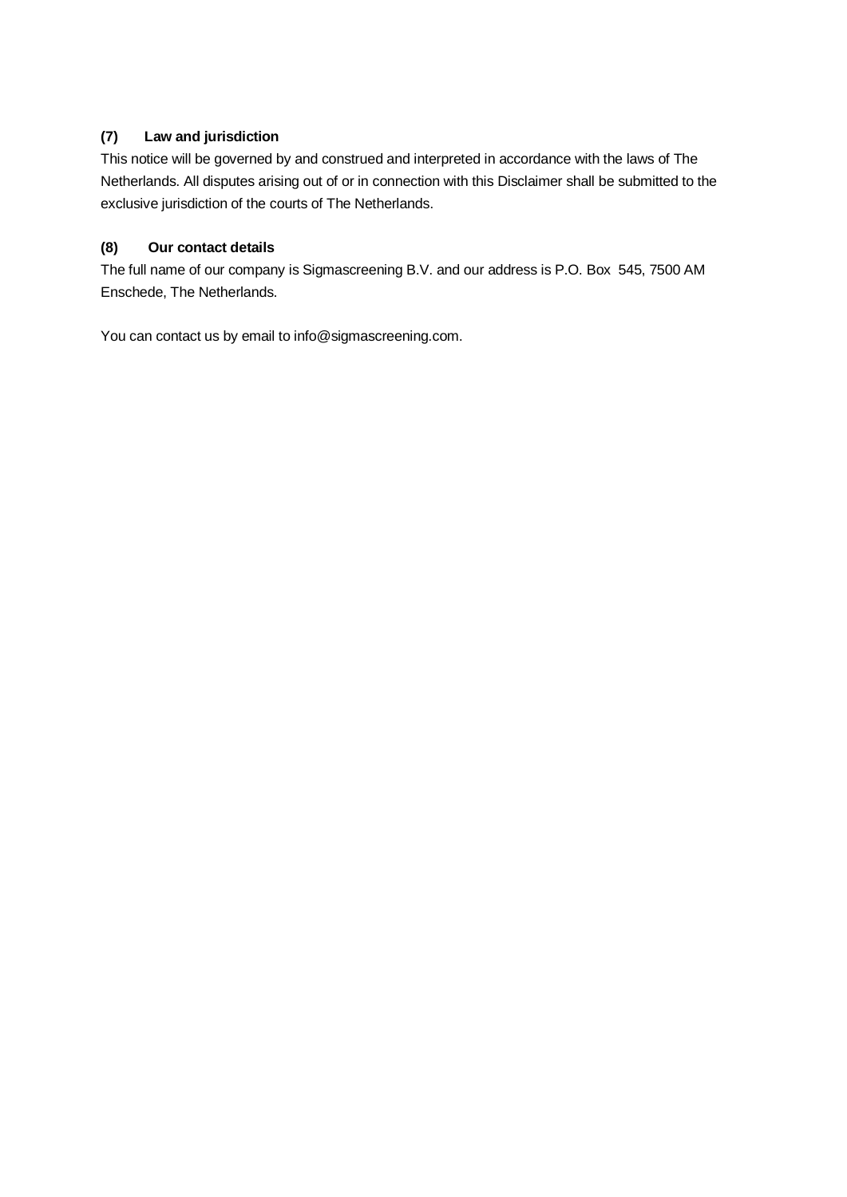### (7) Law and jurisdiction

This notice will be governed by and construed and interpreted in accordance with the laws of The Netherlands. All disputes arising out of or in connection with this Disclaimer shall be submitted to the exclusive jurisdiction of the courts of The Netherlands.

### (8) Our contact details

The full name of our company is Sigmascreening B.V. and our address is P.O. Box 545, 7500 AM Enschede, The Netherlands.

You can contact us by email to info@sigmascreening.com.